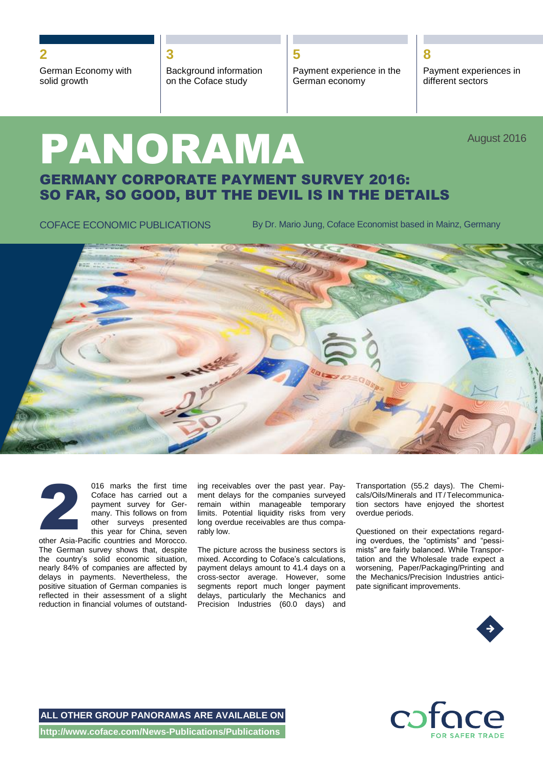**2** German Economy with solid growth

**3** Background information on the Coface study

**5** Payment experience in the German economy

**8** Payment experiences in different sectors

# PANORAMA

August 2016

## GERMANY CORPORATE PAYMENT SURVEY 2016: SO FAR, SO GOOD, BUT THE DEVIL IS IN THE DETAILS

COFACE ECONOMIC PUBLICATIONS

By Dr. Mario Jung, Coface Economist based in Mainz, Germany

2016 marks the first time Coface has carried out a payment survey for Germany. This follows on from other surveys presented this year for China, seven other Asia-Pacific countries and Morocco. The German survey shows that, despite the country's solid economic situation, nearly 84% of companies are affected by delays in payments. Nevertheless, the positive situation of German companies is reflected in their assessment of a slight reduction in financial volumes of outstanding receivables over the past year. Payment delays for the companies surveyed remain within manageable temporary limits. Potential liquidity risks from very long overdue receivables are thus comparably low.

The picture across the business sectors is mixed. According to Coface's calculations, payment delays amount to 41.4 days on a cross-sector average. However, some segments report much longer payment delays, particularly the Mechanics and Precision Industries (60.0 days) and Transportation (55.2 days). The Chemicals/Oils/Minerals and IT / Telecommunication sectors have enjoyed the shortest overdue periods.

Questioned on their expectations regarding overdues, the "optimists" and "pessimists" are fairly balanced. While Transportation and the Wholesale trade expect a worsening, Paper/Packaging/Printing and the Mechanics/Precision Industries anticipate significant improvements.

**ALL OTHER GROUP PANORAMAS ARE AVAILABLE ON**
**http://www.coface.com/News-Publications/Publications**

coface FOR SAFER TRADE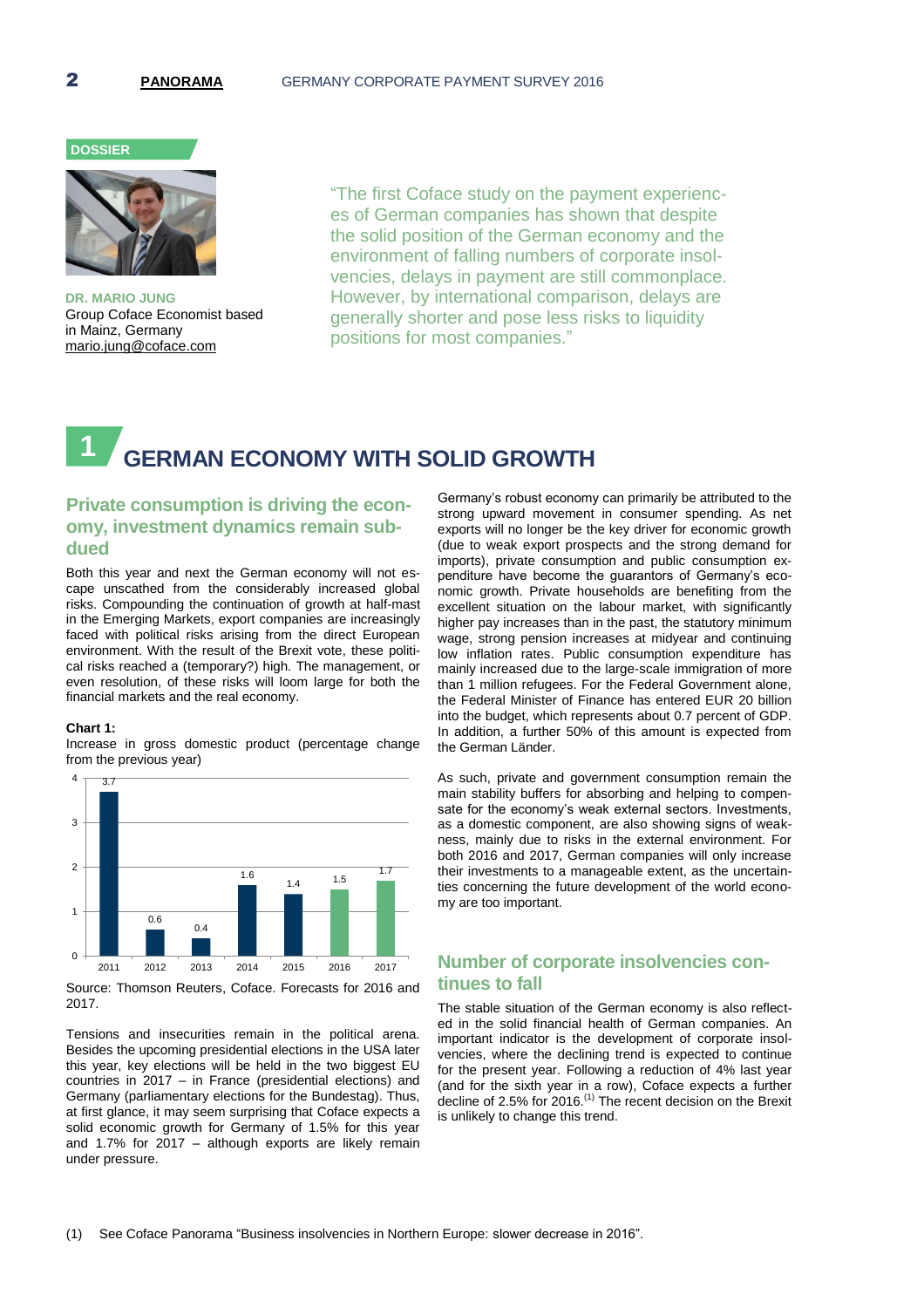DOSSIER

**DR. MARIO JUNG**
Group Coface Economist based in Mainz, Germany
mario.jung@coface.com

"The first Coface study on the payment experiences of German companies has shown that despite the solid position of the German economy and the environment of falling numbers of corporate insolvencies, delays in payment are still commonplace. However, by international comparison, delays are generally shorter and pose less risks to liquidity positions for most companies."

# 1 GERMAN ECONOMY WITH SOLID GROWTH

## Private consumption is driving the economy, investment dynamics remain subdued

Both this year and next the German economy will not escape unscathed from the considerably increased global risks. Compounding the continuation of growth at half-mast in the Emerging Markets, export companies are increasingly faced with political risks arising from the direct European environment. With the result of the Brexit vote, these political risks reached a (temporary?) high. The management, or even resolution, of these risks will loom large for both the financial markets and the real economy.

**Chart 1:**
Increase in gross domestic product (percentage change from the previous year)

| Year | % change |
|---|---|
| 2011 | 3.7 |
| 2012 | 0.6 |
| 2013 | 0.4 |
| 2014 | 1.6 |
| 2015 | 1.4 |
| 2016 | 1.5 |
| 2017 | 1.7 |

Source: Thomson Reuters, Coface. Forecasts for 2016 and 2017.

Tensions and insecurities remain in the political arena. Besides the upcoming presidential elections in the USA later this year, key elections will be held in the two biggest EU countries in 2017 – in France (presidential elections) and Germany (parliamentary elections for the Bundestag). Thus, at first glance, it may seem surprising that Coface expects a solid economic growth for Germany of 1.5% for this year and 1.7% for 2017 – although exports are likely remain under pressure.

Germany's robust economy can primarily be attributed to the strong upward movement in consumer spending. As net exports will no longer be the key driver for economic growth (due to weak export prospects and the strong demand for imports), private consumption and public consumption expenditure have become the guarantors of Germany's economic growth. Private households are benefiting from the excellent situation on the labour market, with significantly higher pay increases than in the past, the statutory minimum wage, strong pension increases at midyear and continuing low inflation rates. Public consumption expenditure has mainly increased due to the large-scale immigration of more than 1 million refugees. For the Federal Government alone, the Federal Minister of Finance has entered EUR 20 billion into the budget, which represents about 0.7 percent of GDP. In addition, a further 50% of this amount is expected from the German Länder.

As such, private and government consumption remain the main stability buffers for absorbing and helping to compensate for the economy's weak external sectors. Investments, as a domestic component, are also showing signs of weakness, mainly due to risks in the external environment. For both 2016 and 2017, German companies will only increase their investments to a manageable extent, as the uncertainties concerning the future development of the world economy are too important.

## Number of corporate insolvencies continues to fall

The stable situation of the German economy is also reflected in the solid financial health of German companies. An important indicator is the development of corporate insolvencies, where the declining trend is expected to continue for the present year. Following a reduction of 4% last year (and for the sixth year in a row), Coface expects a further decline of 2.5% for 2016.[1] The recent decision on the Brexit is unlikely to change this trend.

(1) See Coface Panorama "Business insolvencies in Northern Europe: slower decrease in 2016".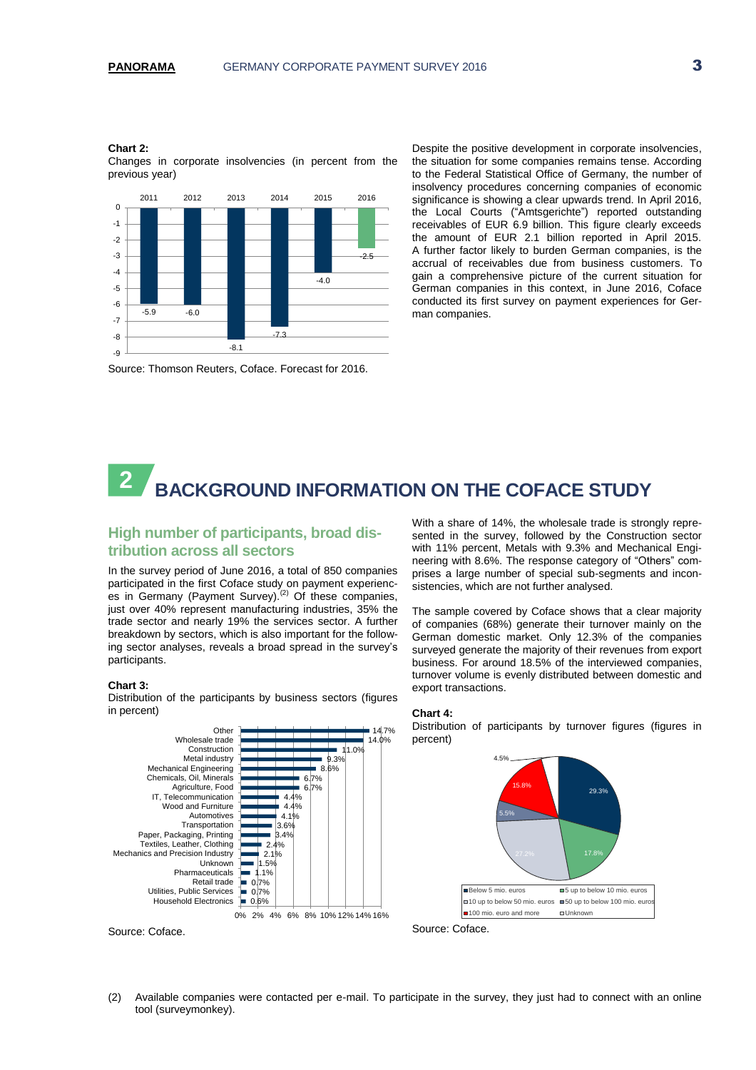**Chart 2:**
Changes in corporate insolvencies (in percent from the previous year)

| 2011 | 2012 | 2013 | 2014 | 2015 | 2016 |
|---|---|---|---|---|---|
| -5.9 | -6.0 | -8.1 | -7.3 | -4.0 | -2.5 |

Source: Thomson Reuters, Coface. Forecast for 2016.

Despite the positive development in corporate insolvencies, the situation for some companies remains tense. According to the Federal Statistical Office of Germany, the number of insolvency procedures concerning companies of economic significance is showing a clear upwards trend. In April 2016, the Local Courts ("Amtsgerichte") reported outstanding receivables of EUR 6.9 billion. This figure clearly exceeds the amount of EUR 2.1 billion reported in April 2015. A further factor likely to burden German companies, is the accrual of receivables due from business customers. To gain a comprehensive picture of the current situation for German companies in this context, in June 2016, Coface conducted its first survey on payment experiences for German companies.

# 2 BACKGROUND INFORMATION ON THE COFACE STUDY

## High number of participants, broad distribution across all sectors

In the survey period of June 2016, a total of 850 companies participated in the first Coface study on payment experiences in Germany (Payment Survey).(2) Of these companies, just over 40% represent manufacturing industries, 35% the trade sector and nearly 19% the services sector. A further breakdown by sectors, which is also important for the following sector analyses, reveals a broad spread in the survey's participants.

**Chart 3:**
Distribution of the participants by business sectors (figures in percent)

| Sector | Percent |
|---|---|
| Other | 14.7% |
| Wholesale trade | 14.0% |
| Construction | 11.0% |
| Metal industry | 9.3% |
| Mechanical Engineering | 8.6% |
| Chemicals, Oil, Minerals | 6.7% |
| Agriculture, Food | 6.7% |
| IT, Telecommunication | 4.4% |
| Wood and Furniture | 4.4% |
| Automotives | 4.1% |
| Transportation | 3.6% |
| Paper, Packaging, Printing | 3.4% |
| Textiles, Leather, Clothing | 2.4% |
| Mechanics and Precision Industry | 2.1% |
| Unknown | 1.5% |
| Pharmaceuticals | 1.1% |
| Retail trade | 0.7% |
| Utilities, Public Services | 0.7% |
| Household Electronics | 0.6% |

Source: Coface.

With a share of 14%, the wholesale trade is strongly represented in the survey, followed by the Construction sector with 11% percent, Metals with 9.3% and Mechanical Engineering with 8.6%. The response category of "Others" comprises a large number of special sub-segments and inconsistencies, which are not further analysed.

The sample covered by Coface shows that a clear majority of companies (68%) generate their turnover mainly on the German domestic market. Only 12.3% of the companies surveyed generate the majority of their revenues from export business. For around 18.5% of the interviewed companies, turnover volume is evenly distributed between domestic and export transactions.

**Chart 4:**
Distribution of participants by turnover figures (figures in percent)

| Turnover | Percent |
|---|---|
| Below 5 mio. euros | 29.3% |
| 5 up to below 10 mio. euros | 17.8% |
| 10 up to below 50 mio. euros | 27.2% |
| 50 up to below 100 mio. euros | 5.5% |
| 100 mio. euro and more | 15.8% |
| Unknown | 4.5% |

Source: Coface.

(2) Available companies were contacted per e-mail. To participate in the survey, they just had to connect with an online tool (surveymonkey).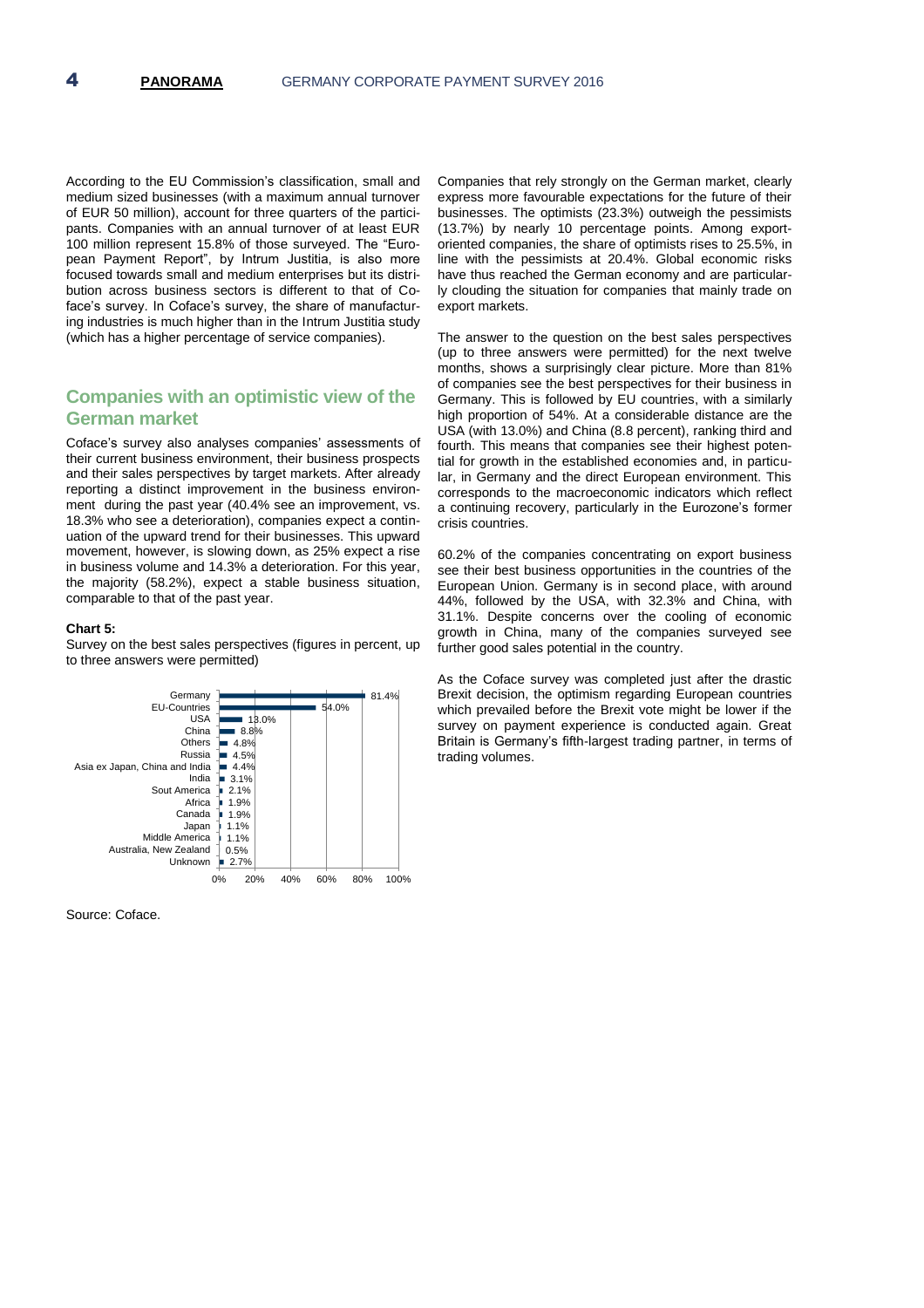According to the EU Commission's classification, small and medium sized businesses (with a maximum annual turnover of EUR 50 million), account for three quarters of the participants. Companies with an annual turnover of at least EUR 100 million represent 15.8% of those surveyed. The "European Payment Report", by Intrum Justitia, is also more focused towards small and medium enterprises but its distribution across business sectors is different to that of Coface's survey. In Coface's survey, the share of manufacturing industries is much higher than in the Intrum Justitia study (which has a higher percentage of service companies).

## Companies with an optimistic view of the German market

Coface's survey also analyses companies' assessments of their current business environment, their business prospects and their sales perspectives by target markets. After already reporting a distinct improvement in the business environment during the past year (40.4% see an improvement, vs. 18.3% who see a deterioration), companies expect a continuation of the upward trend for their businesses. This upward movement, however, is slowing down, as 25% expect a rise in business volume and 14.3% a deterioration. For this year, the majority (58.2%), expect a stable business situation, comparable to that of the past year.

**Chart 5:**

Survey on the best sales perspectives (figures in percent, up to three answers were permitted)

| Market | Percent |
|---|---|
| Germany | 81.4% |
| EU-Countries | 54.0% |
| USA | 13.0% |
| China | 8.8% |
| Others | 4.8% |
| Russia | 4.5% |
| Asia ex Japan, China and India | 4.4% |
| India | 3.1% |
| Sout America | 2.1% |
| Africa | 1.9% |
| Canada | 1.9% |
| Japan | 1.1% |
| Middle America | 1.1% |
| Australia, New Zealand | 0.5% |
| Unknown | 2.7% |

Source: Coface.

Companies that rely strongly on the German market, clearly express more favourable expectations for the future of their businesses. The optimists (23.3%) outweigh the pessimists (13.7%) by nearly 10 percentage points. Among export-oriented companies, the share of optimists rises to 25.5%, in line with the pessimists at 20.4%. Global economic risks have thus reached the German economy and are particularly clouding the situation for companies that mainly trade on export markets.

The answer to the question on the best sales perspectives (up to three answers were permitted) for the next twelve months, shows a surprisingly clear picture. More than 81% of companies see the best perspectives for their business in Germany. This is followed by EU countries, with a similarly high proportion of 54%. At a considerable distance are the USA (with 13.0%) and China (8.8 percent), ranking third and fourth. This means that companies see their highest potential for growth in the established economies and, in particular, in Germany and the direct European environment. This corresponds to the macroeconomic indicators which reflect a continuing recovery, particularly in the Eurozone's former crisis countries.

60.2% of the companies concentrating on export business see their best business opportunities in the countries of the European Union. Germany is in second place, with around 44%, followed by the USA, with 32.3% and China, with 31.1%. Despite concerns over the cooling of economic growth in China, many of the companies surveyed see further good sales potential in the country.

As the Coface survey was completed just after the drastic Brexit decision, the optimism regarding European countries which prevailed before the Brexit vote might be lower if the survey on payment experience is conducted again. Great Britain is Germany's fifth-largest trading partner, in terms of trading volumes.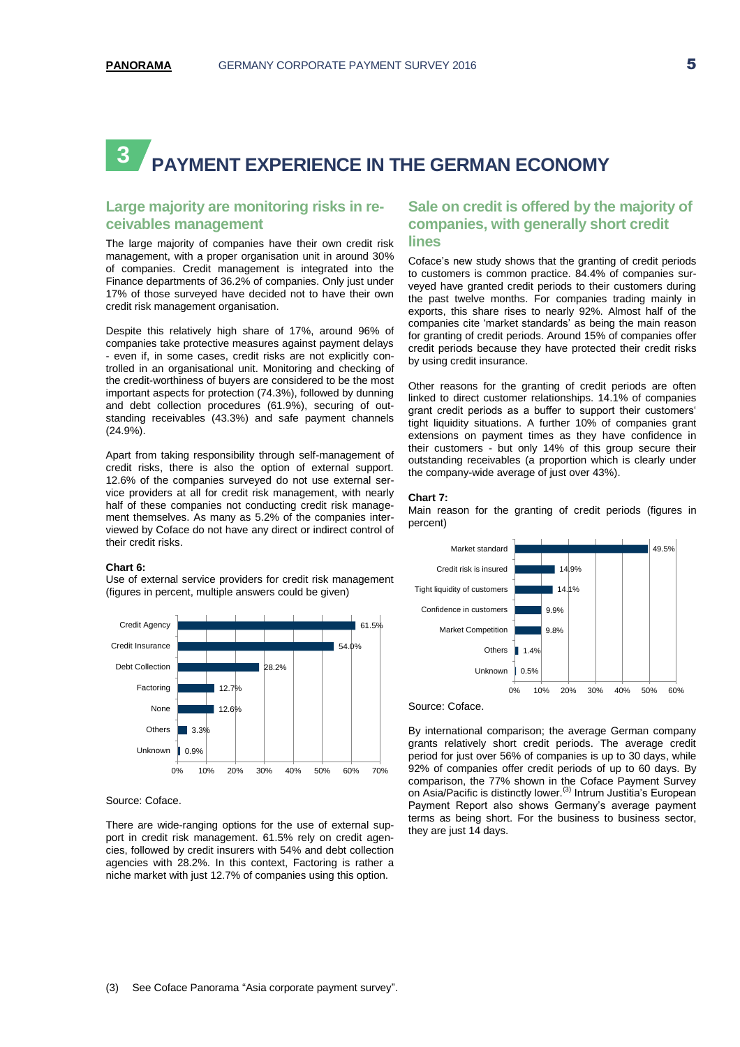# 3 PAYMENT EXPERIENCE IN THE GERMAN ECONOMY

## Large majority are monitoring risks in receivables management

The large majority of companies have their own credit risk management, with a proper organisation unit in around 30% of companies. Credit management is integrated into the Finance departments of 36.2% of companies. Only just under 17% of those surveyed have decided not to have their own credit risk management organisation.

Despite this relatively high share of 17%, around 96% of companies take protective measures against payment delays - even if, in some cases, credit risks are not explicitly controlled in an organisational unit. Monitoring and checking of the credit-worthiness of buyers are considered to be the most important aspects for protection (74.3%), followed by dunning and debt collection procedures (61.9%), securing of outstanding receivables (43.3%) and safe payment channels (24.9%).

Apart from taking responsibility through self-management of credit risks, there is also the option of external support. 12.6% of the companies surveyed do not use external service providers at all for credit risk management, with nearly half of these companies not conducting credit risk management themselves. As many as 5.2% of the companies interviewed by Coface do not have any direct or indirect control of their credit risks.

**Chart 6:**
Use of external service providers for credit risk management (figures in percent, multiple answers could be given)

| Provider | Percent |
|---|---|
| Credit Agency | 61.5% |
| Credit Insurance | 54.0% |
| Debt Collection | 28.2% |
| Factoring | 12.7% |
| None | 12.6% |
| Others | 3.3% |
| Unknown | 0.9% |

Source: Coface.

There are wide-ranging options for the use of external support in credit risk management. 61.5% rely on credit agencies, followed by credit insurers with 54% and debt collection agencies with 28.2%. In this context, Factoring is rather a niche market with just 12.7% of companies using this option.

## Sale on credit is offered by the majority of companies, with generally short credit lines

Coface's new study shows that the granting of credit periods to customers is common practice. 84.4% of companies surveyed have granted credit periods to their customers during the past twelve months. For companies trading mainly in exports, this share rises to nearly 92%. Almost half of the companies cite 'market standards' as being the main reason for granting of credit periods. Around 15% of companies offer credit periods because they have protected their credit risks by using credit insurance.

Other reasons for the granting of credit periods are often linked to direct customer relationships. 14.1% of companies grant credit periods as a buffer to support their customers' tight liquidity situations. A further 10% of companies grant extensions on payment times as they have confidence in their customers - but only 14% of this group secure their outstanding receivables (a proportion which is clearly under the company-wide average of just over 43%).

**Chart 7:**
Main reason for the granting of credit periods (figures in percent)

| Reason | Percent |
|---|---|
| Market standard | 49.5% |
| Credit risk is insured | 14.9% |
| Tight liquidity of customers | 14.1% |
| Confidence in customers | 9.9% |
| Market Competition | 9.8% |
| Others | 1.4% |
| Unknown | 0.5% |

Source: Coface.

By international comparison; the average German company grants relatively short credit periods. The average credit period for just over 56% of companies is up to 30 days, while 92% of companies offer credit periods of up to 60 days. By comparison, the 77% shown in the Coface Payment Survey on Asia/Pacific is distinctly lower.[3] Intrum Justitia's European Payment Report also shows Germany's average payment terms as being short. For the business to business sector, they are just 14 days.

(3) See Coface Panorama "Asia corporate payment survey".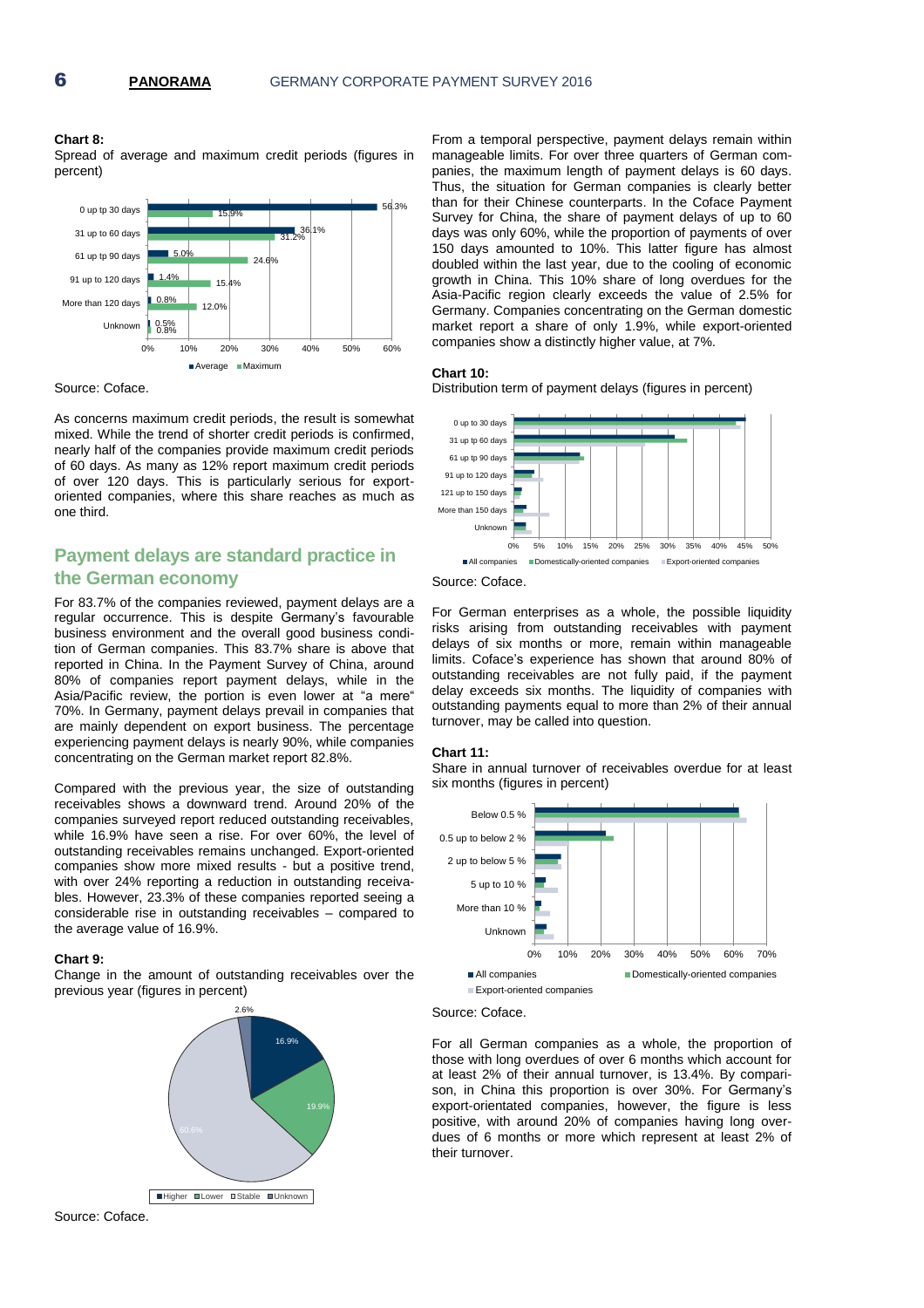**Chart 8:**

Spread of average and maximum credit periods (figures in percent)

| | Average | Maximum |
|---|---|---|
| 0 up tp 30 days | 56.3% | 15.9% |
| 31 up to 60 days | 36.1% | 31.2% |
| 61 up tp 90 days | 5.0% | 24.6% |
| 91 up to 120 days | 1.4% | 15.4% |
| More than 120 days | 0.8% | 12.0% |
| Unknown | 0.5% | 0.8% |

Source: Coface.

As concerns maximum credit periods, the result is somewhat mixed. While the trend of shorter credit periods is confirmed, nearly half of the companies provide maximum credit periods of 60 days. As many as 12% report maximum credit periods of over 120 days. This is particularly serious for export-oriented companies, where this share reaches as much as one third.

## Payment delays are standard practice in the German economy

For 83.7% of the companies reviewed, payment delays are a regular occurrence. This is despite Germany's favourable business environment and the overall good business condition of German companies. This 83.7% share is above that reported in China. In the Payment Survey of China, around 80% of companies report payment delays, while in the Asia/Pacific review, the portion is even lower at "a mere" 70%. In Germany, payment delays prevail in companies that are mainly dependent on export business. The percentage experiencing payment delays is nearly 90%, while companies concentrating on the German market report 82.8%.

Compared with the previous year, the size of outstanding receivables shows a downward trend. Around 20% of the companies surveyed report reduced outstanding receivables, while 16.9% have seen a rise. For over 60%, the level of outstanding receivables remains unchanged. Export-oriented companies show more mixed results - but a positive trend, with over 24% reporting a reduction in outstanding receivables. However, 23.3% of these companies reported seeing a considerable rise in outstanding receivables – compared to the average value of 16.9%.

**Chart 9:**

Change in the amount of outstanding receivables over the previous year (figures in percent)

| | Share |
|---|---|
| Higher | 16.9% |
| Lower | 19.9% |
| Stable | 60.6% |
| Unknown | 2.6% |

Source: Coface.

From a temporal perspective, payment delays remain within manageable limits. For over three quarters of German companies, the maximum length of payment delays is 60 days. Thus, the situation for German companies is clearly better than for their Chinese counterparts. In the Coface Payment Survey for China, the share of payment delays of up to 60 days was only 60%, while the proportion of payments of over 150 days amounted to 10%. This latter figure has almost doubled within the last year, due to the cooling of economic growth in China. This 10% share of long overdues for the Asia-Pacific region clearly exceeds the value of 2.5% for Germany. Companies concentrating on the German domestic market report a share of only 1.9%, while export-oriented companies show a distinctly higher value, at 7%.

**Chart 10:**

Distribution term of payment delays (figures in percent)

Categories: 0 up to 30 days; 31 up tp 60 days; 61 up tp 90 days; 91 up to 120 days; 121 up to 150 days; More than 150 days; Unknown. Series: All companies, Domestically-oriented companies, Export-oriented companies.

Source: Coface.

For German enterprises as a whole, the possible liquidity risks arising from outstanding receivables with payment delays of six months or more, remain within manageable limits. Coface's experience has shown that around 80% of outstanding receivables are not fully paid, if the payment delay exceeds six months. The liquidity of companies with outstanding payments equal to more than 2% of their annual turnover, may be called into question.

**Chart 11:**

Share in annual turnover of receivables overdue for at least six months (figures in percent)

Categories: Below 0.5 %; 0.5 up to below 2 %; 2 up to below 5 %; 5 up to 10 %; More than 10 %; Unknown. Series: All companies, Domestically-oriented companies, Export-oriented companies.

Source: Coface.

For all German companies as a whole, the proportion of those with long overdues of over 6 months which account for at least 2% of their annual turnover, is 13.4%. By comparison, in China this proportion is over 30%. For Germany's export-orientated companies, however, the figure is less positive, with around 20% of companies having long overdues of 6 months or more which represent at least 2% of their turnover.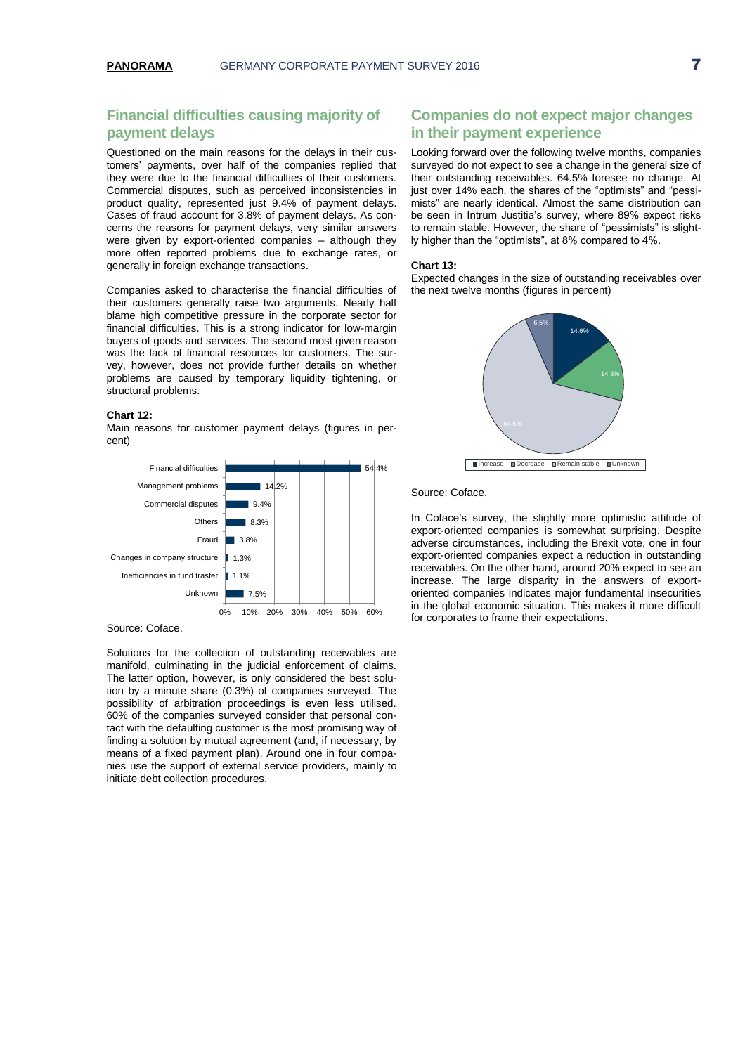## Financial difficulties causing majority of payment delays

Questioned on the main reasons for the delays in their customers' payments, over half of the companies replied that they were due to the financial difficulties of their customers. Commercial disputes, such as perceived inconsistencies in product quality, represented just 9.4% of payment delays. Cases of fraud account for 3.8% of payment delays. As concerns the reasons for payment delays, very similar answers were given by export-oriented companies – although they more often reported problems due to exchange rates, or generally in foreign exchange transactions.

Companies asked to characterise the financial difficulties of their customers generally raise two arguments. Nearly half blame high competitive pressure in the corporate sector for financial difficulties. This is a strong indicator for low-margin buyers of goods and services. The second most given reason was the lack of financial resources for customers. The survey, however, does not provide further details on whether problems are caused by temporary liquidity tightening, or structural problems.

**Chart 12:**

Main reasons for customer payment delays (figures in percent)

| Reason | % |
|---|---|
| Financial difficulties | 54.4% |
| Management problems | 14.2% |
| Commercial disputes | 9.4% |
| Others | 8.3% |
| Fraud | 3.8% |
| Changes in company structure | 1.3% |
| Inefficiencies in fund trasfer | 1.1% |
| Unknown | 7.5% |

Source: Coface.

Solutions for the collection of outstanding receivables are manifold, culminating in the judicial enforcement of claims. The latter option, however, is only considered the best solution by a minute share (0.3%) of companies surveyed. The possibility of arbitration proceedings is even less utilised. 60% of the companies surveyed consider that personal contact with the defaulting customer is the most promising way of finding a solution by mutual agreement (and, if necessary, by means of a fixed payment plan). Around one in four companies use the support of external service providers, mainly to initiate debt collection procedures.

## Companies do not expect major changes in their payment experience

Looking forward over the following twelve months, companies surveyed do not expect to see a change in the general size of their outstanding receivables. 64.5% foresee no change. At just over 14% each, the shares of the "optimists" and "pessimists" are nearly identical. Almost the same distribution can be seen in Intrum Justitia's survey, where 89% expect risks to remain stable. However, the share of "pessimists" is slightly higher than the "optimists", at 8% compared to 4%.

**Chart 13:**

Expected changes in the size of outstanding receivables over the next twelve months (figures in percent)

| Expectation | % |
|---|---|
| Increase | 14.6% |
| Decrease | 14.3% |
| Remain stable | 64.5% |
| Unknown | 6.5% |

Source: Coface.

In Coface's survey, the slightly more optimistic attitude of export-oriented companies is somewhat surprising. Despite adverse circumstances, including the Brexit vote, one in four export-oriented companies expect a reduction in outstanding receivables. On the other hand, around 20% expect to see an increase. The large disparity in the answers of export-oriented companies indicates major fundamental insecurities in the global economic situation. This makes it more difficult for corporates to frame their expectations.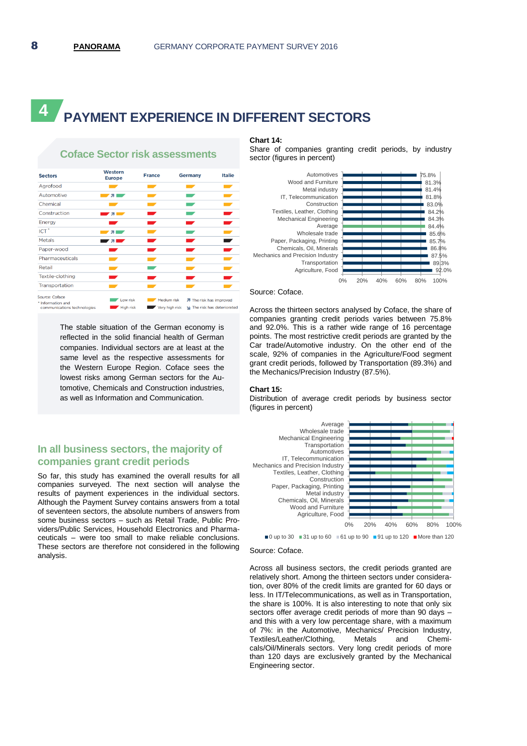# 4 PAYMENT EXPERIENCE IN DIFFERENT SECTORS

## Coface Sector risk assessments

| Sectors | Western Europe | France | Germany | Italie |
|---|---|---|---|---|
| Agrofood | Medium risk | Medium risk | Medium risk | Medium risk |
| Automotive | Medium risk ↗ Low risk | Medium risk | Low risk | Medium risk |
| Chemical | Medium risk | Medium risk | Low risk | Medium risk |
| Construction | High risk ↗ Medium risk | High risk | Low risk | High risk |
| Energy | High risk | High risk | High risk | High risk |
| ICT* | Medium risk ↗ Low risk | Medium risk | Low risk | Medium risk |
| Metals | Very high risk ↗ High risk | High risk | High risk | Very high risk |
| Paper-wood | High risk | High risk | High risk | High risk |
| Pharmaceuticals | Medium risk | Medium risk | Medium risk | Medium risk |
| Retail | Medium risk | Low risk | Medium risk | High risk |
| Textile-clothing | High risk | High risk | High risk | High risk |
| Transportation | Medium risk | Medium risk | Medium risk | Medium risk |

Source: Coface
\* Information and communications technologies

Legend: Low risk; Medium risk; High risk; Very high risk; ↗ The risk has improved; ↘ The risk has deteriorated

The stable situation of the German economy is reflected in the solid financial health of German companies. Individual sectors are at least at the same level as the respective assessments for the Western Europe Region. Coface sees the lowest risks among German sectors for the Automotive, Chemicals and Construction industries, as well as Information and Communication.

## In all business sectors, the majority of companies grant credit periods

So far, this study has examined the overall results for all companies surveyed. The next section will analyse the results of payment experiences in the individual sectors. Although the Payment Survey contains answers from a total of seventeen sectors, the absolute numbers of answers from some business sectors – such as Retail Trade, Public Providers/Public Services, Household Electronics and Pharmaceuticals – were too small to make reliable conclusions. These sectors are therefore not considered in the following analysis.

**Chart 14:**
Share of companies granting credit periods, by industry sector (figures in percent)

| Sector | Share (%) |
|---|---|
| Automotives | 75.8% |
| Wood and Furniture | 81.3% |
| Metal industry | 81.4% |
| IT, Telecommunication | 81.8% |
| Construction | 83.0% |
| Textiles, Leather, Clothing | 84.2% |
| Mechanical Engineering | 84.3% |
| Average | 84.4% |
| Wholesale trade | 85.6% |
| Paper, Packaging, Printing | 85.7% |
| Chemicals, Oil, Minerals | 86.8% |
| Mechanics and Precision Industry | 87.5% |
| Transportation | 89.3% |
| Agriculture, Food | 92.0% |

Source: Coface.

Across the thirteen sectors analysed by Coface, the share of companies granting credit periods varies between 75.8% and 92.0%. This is a rather wide range of 16 percentage points. The most restrictive credit periods are granted by the Car trade/Automotive industry. On the other end of the scale, 92% of companies in the Agriculture/Food segment grant credit periods, followed by Transportation (89.3%) and the Mechanics/Precision Industry (87.5%).

**Chart 15:**
Distribution of average credit periods by business sector (figures in percent)

Sectors: Average; Wholesale trade; Mechanical Engineering; Transportation; Automotives; IT, Telecommunication; Mechanics and Precision Industry; Textiles, Leather, Clothing; Construction; Paper, Packaging, Printing; Metal industry; Chemicals, Oil, Minerals; Wood and Furniture; Agriculture, Food

Legend: 0 up to 30; 31 up to 60; 61 up to 90; 91 up to 120; More than 120

Source: Coface.

Across all business sectors, the credit periods granted are relatively short. Among the thirteen sectors under consideration, over 80% of the credit limits are granted for 60 days or less. In IT/Telecommunications, as well as in Transportation, the share is 100%. It is also interesting to note that only six sectors offer average credit periods of more than 90 days – and this with a very low percentage share, with a maximum of 7%: in the Automotive, Mechanics/ Precision Industry, Textiles/Leather/Clothing, Metals and Chemicals/Oil/Minerals sectors. Very long credit periods of more than 120 days are exclusively granted by the Mechanical Engineering sector.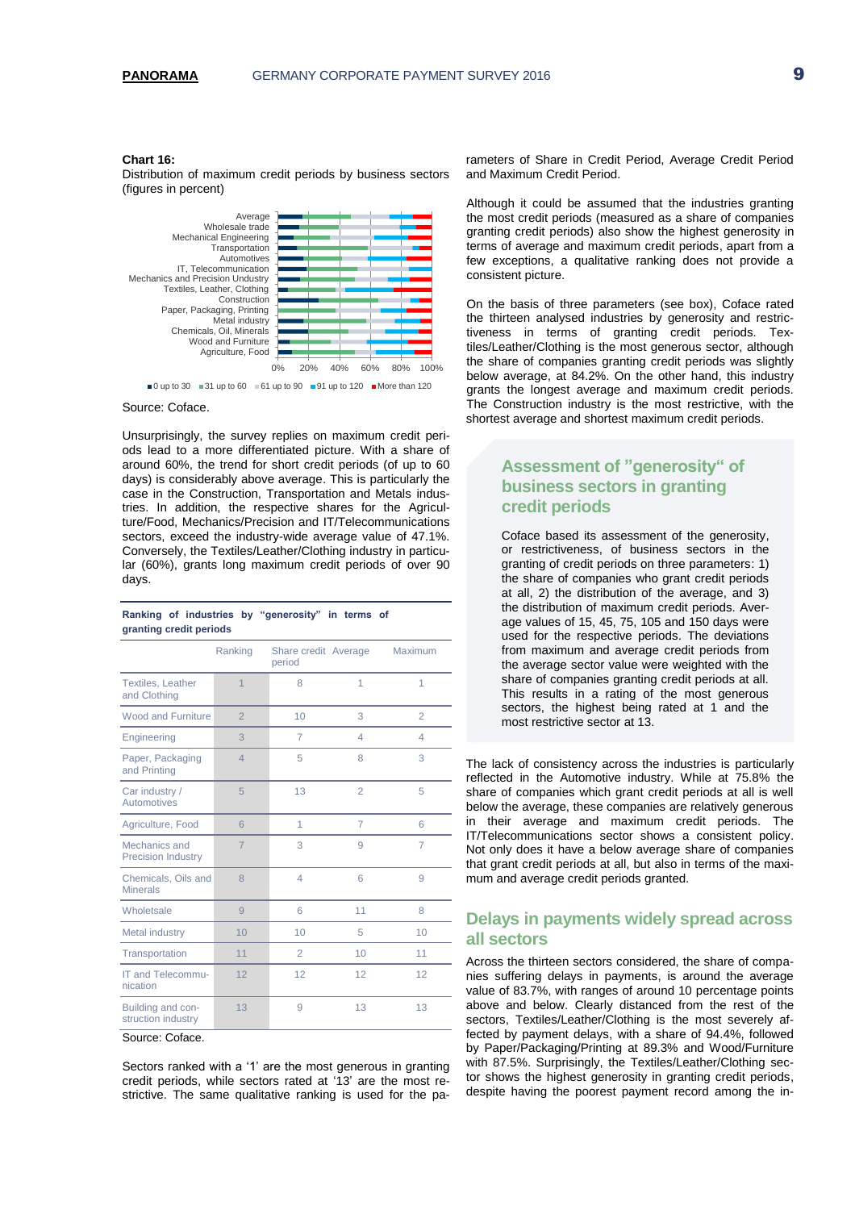**Chart 16:**
Distribution of maximum credit periods by business sectors (figures in percent)

Source: Coface.

Unsurprisingly, the survey replies on maximum credit periods lead to a more differentiated picture. With a share of around 60%, the trend for short credit periods (of up to 60 days) is considerably above average. This is particularly the case in the Construction, Transportation and Metals industries. In addition, the respective shares for the Agriculture/Food, Mechanics/Precision and IT/Telecommunications sectors, exceed the industry-wide average value of 47.1%. Conversely, the Textiles/Leather/Clothing industry in particular (60%), grants long maximum credit periods of over 90 days.

**Ranking of industries by "generosity" in terms of granting credit periods**

| | Ranking | Share credit period | Average | Maximum |
|---|---|---|---|---|
| Textiles, Leather and Clothing | 1 | 8 | 1 | 1 |
| Wood and Furniture | 2 | 10 | 3 | 2 |
| Engineering | 3 | 7 | 4 | 4 |
| Paper, Packaging and Printing | 4 | 5 | 8 | 3 |
| Car industry / Automotives | 5 | 13 | 2 | 5 |
| Agriculture, Food | 6 | 1 | 7 | 6 |
| Mechanics and Precision Industry | 7 | 3 | 9 | 7 |
| Chemicals, Oils and Minerals | 8 | 4 | 6 | 9 |
| Wholtesale | 9 | 6 | 11 | 8 |
| Metal industry | 10 | 10 | 5 | 10 |
| Transportation | 11 | 2 | 10 | 11 |
| IT and Telecommunication | 12 | 12 | 12 | 12 |
| Building and construction industry | 13 | 9 | 13 | 13 |

Source: Coface.

Sectors ranked with a '1' are the most generous in granting credit periods, while sectors rated at '13' are the most restrictive. The same qualitative ranking is used for the parameters of Share in Credit Period, Average Credit Period and Maximum Credit Period.

Although it could be assumed that the industries granting the most credit periods (measured as a share of companies granting credit periods) also show the highest generosity in terms of average and maximum credit periods, apart from a few exceptions, a qualitative ranking does not provide a consistent picture.

On the basis of three parameters (see box), Coface rated the thirteen analysed industries by generosity and restrictiveness in terms of granting credit periods. Textiles/Leather/Clothing is the most generous sector, although the share of companies granting credit periods was slightly below average, at 84.2%. On the other hand, this industry grants the longest average and maximum credit periods. The Construction industry is the most restrictive, with the shortest average and shortest maximum credit periods.

### Assessment of "generosity" of business sectors in granting credit periods

Coface based its assessment of the generosity, or restrictiveness, of business sectors in the granting of credit periods on three parameters: 1) the share of companies who grant credit periods at all, 2) the distribution of the average, and 3) the distribution of maximum credit periods. Average values of 15, 45, 75, 105 and 150 days were used for the respective periods. The deviations from maximum and average credit periods from the average sector value were weighted with the share of companies granting credit periods at all. This results in a rating of the most generous sectors, the highest being rated at 1 and the most restrictive sector at 13.

The lack of consistency across the industries is particularly reflected in the Automotive industry. While at 75.8% the share of companies which grant credit periods at all is well below the average, these companies are relatively generous in their average and maximum credit periods. The IT/Telecommunications sector shows a consistent policy. Not only does it have a below average share of companies that grant credit periods at all, but also in terms of the maximum and average credit periods granted.

## Delays in payments widely spread across all sectors

Across the thirteen sectors considered, the share of companies suffering delays in payments, is around the average value of 83.7%, with ranges of around 10 percentage points above and below. Clearly distanced from the rest of the sectors, Textiles/Leather/Clothing is the most severely affected by payment delays, with a share of 94.4%, followed by Paper/Packaging/Printing at 89.3% and Wood/Furniture with 87.5%. Surprisingly, the Textiles/Leather/Clothing sector shows the highest generosity in granting credit periods, despite having the poorest payment record among the in-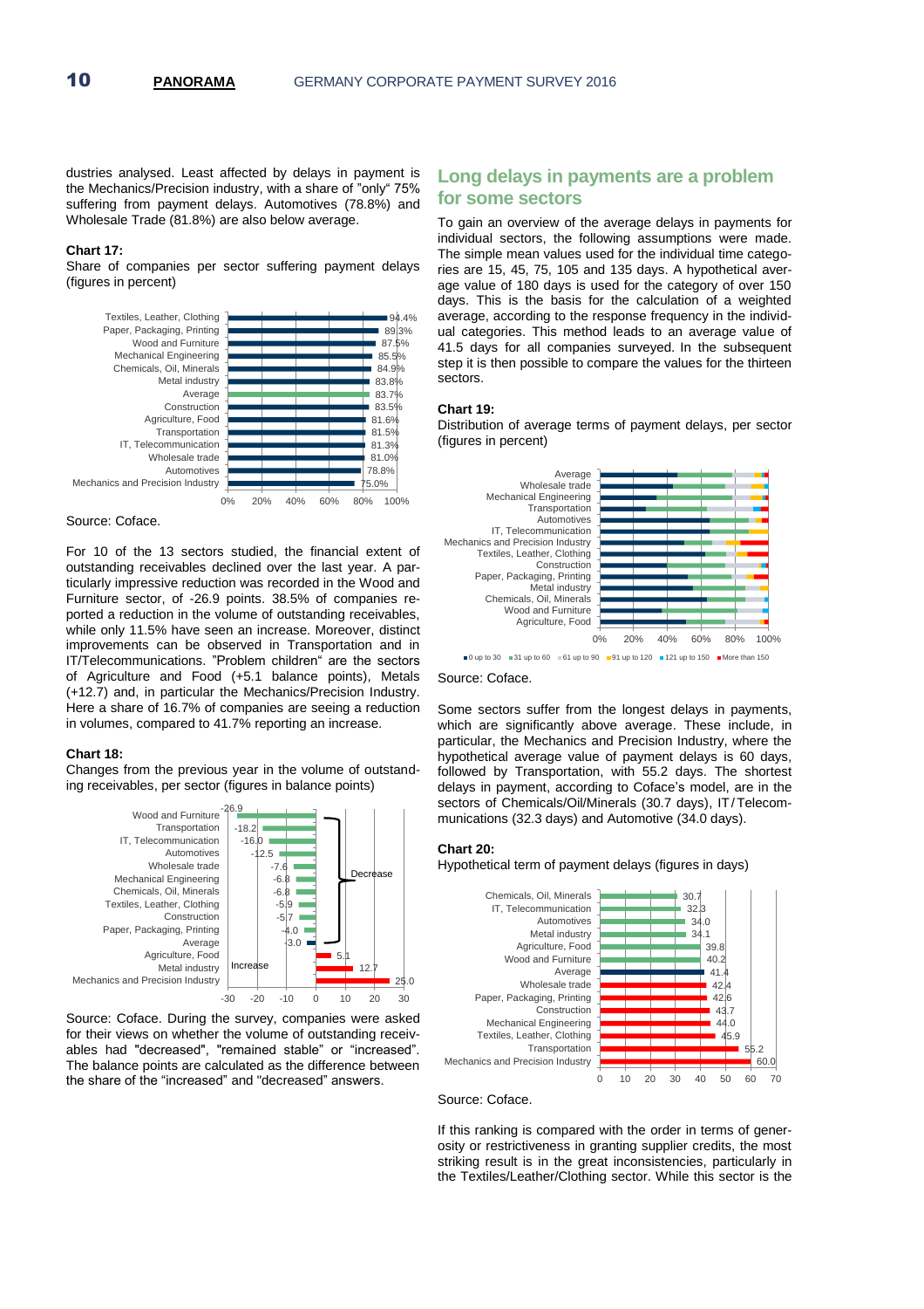dustries analysed. Least affected by delays in payment is the Mechanics/Precision industry, with a share of "only" 75% suffering from payment delays. Automotives (78.8%) and Wholesale Trade (81.8%) are also below average.

**Chart 17:**
Share of companies per sector suffering payment delays (figures in percent)

| Sector | Share |
|---|---|
| Textiles, Leather, Clothing | 94.4% |
| Paper, Packaging, Printing | 89.3% |
| Wood and Furniture | 87.5% |
| Mechanical Engineering | 85.5% |
| Chemicals, Oil, Minerals | 84.9% |
| Metal industry | 83.8% |
| Average | 83.7% |
| Construction | 83.5% |
| Agriculture, Food | 81.6% |
| Transportation | 81.5% |
| IT, Telecommunication | 81.3% |
| Wholesale trade | 81.0% |
| Automotives | 78.8% |
| Mechanics and Precision Industry | 75.0% |

Source: Coface.

For 10 of the 13 sectors studied, the financial extent of outstanding receivables declined over the last year. A particularly impressive reduction was recorded in the Wood and Furniture sector, of -26.9 points. 38.5% of companies reported a reduction in the volume of outstanding receivables, while only 11.5% have seen an increase. Moreover, distinct improvements can be observed in Transportation and in IT/Telecommunications. "Problem children" are the sectors of Agriculture and Food (+5.1 balance points), Metals (+12.7) and, in particular the Mechanics/Precision Industry. Here a share of 16.7% of companies are seeing a reduction in volumes, compared to 41.7% reporting an increase.

**Chart 18:**
Changes from the previous year in the volume of outstanding receivables, per sector (figures in balance points)

| Sector | Balance points |
|---|---|
| Wood and Furniture | -26.9 |
| Transportation | -18.2 |
| IT, Telecommunication | -16.0 |
| Automotives | -12.5 |
| Wholesale trade | -7.6 |
| Mechanical Engineering | -6.8 |
| Chemicals, Oil, Minerals | -6.8 |
| Textiles, Leather, Clothing | -5.9 |
| Construction | -5.7 |
| Paper, Packaging, Printing | -4.0 |
| Average | -3.0 |
| Agriculture, Food | 5.1 |
| Metal industry | 12.7 |
| Mechanics and Precision Industry | 25.0 |

Source: Coface. During the survey, companies were asked for their views on whether the volume of outstanding receivables had "decreased", "remained stable" or "increased". The balance points are calculated as the difference between the share of the "increased" and "decreased" answers.

## Long delays in payments are a problem for some sectors

To gain an overview of the average delays in payments for individual sectors, the following assumptions were made. The simple mean values used for the individual time categories are 15, 45, 75, 105 and 135 days. A hypothetical average value of 180 days is used for the category of over 150 days. This is the basis for the calculation of a weighted average, according to the response frequency in the individual categories. This method leads to an average value of 41.5 days for all companies surveyed. In the subsequent step it is then possible to compare the values for the thirteen sectors.

**Chart 19:**
Distribution of average terms of payment delays, per sector (figures in percent)

Sectors: Average, Wholesale trade, Mechanical Engineering, Transportation, Automotives, IT, Telecommunication, Mechanics and Precision Industry, Textiles, Leather, Clothing, Construction, Paper, Packaging, Printing, Metal industry, Chemicals, Oil, Minerals, Wood and Furniture, Agriculture, Food

Legend: 0 up to 30, 31 up to 60, 61 up to 90, 91 up to 120, 121 up to 150, More than 150

Source: Coface.

Some sectors suffer from the longest delays in payments, which are significantly above average. These include, in particular, the Mechanics and Precision Industry, where the hypothetical average value of payment delays is 60 days, followed by Transportation, with 55.2 days. The shortest delays in payment, according to Coface's model, are in the sectors of Chemicals/Oil/Minerals (30.7 days), IT/Telecommunications (32.3 days) and Automotive (34.0 days).

**Chart 20:**
Hypothetical term of payment delays (figures in days)

| Sector | Days |
|---|---|
| Chemicals, Oil, Minerals | 30.7 |
| IT, Telecommunication | 32.3 |
| Automotives | 34.0 |
| Metal industry | 34.1 |
| Agriculture, Food | 39.8 |
| Wood and Furniture | 40.2 |
| Average | 41.4 |
| Wholesale trade | 42.4 |
| Paper, Packaging, Printing | 42.6 |
| Construction | 43.7 |
| Mechanical Engineering | 44.0 |
| Textiles, Leather, Clothing | 45.9 |
| Transportation | 55.2 |
| Mechanics and Precision Industry | 60.0 |

Source: Coface.

If this ranking is compared with the order in terms of generosity or restrictiveness in granting supplier credits, the most striking result is in the great inconsistencies, particularly in the Textiles/Leather/Clothing sector. While this sector is the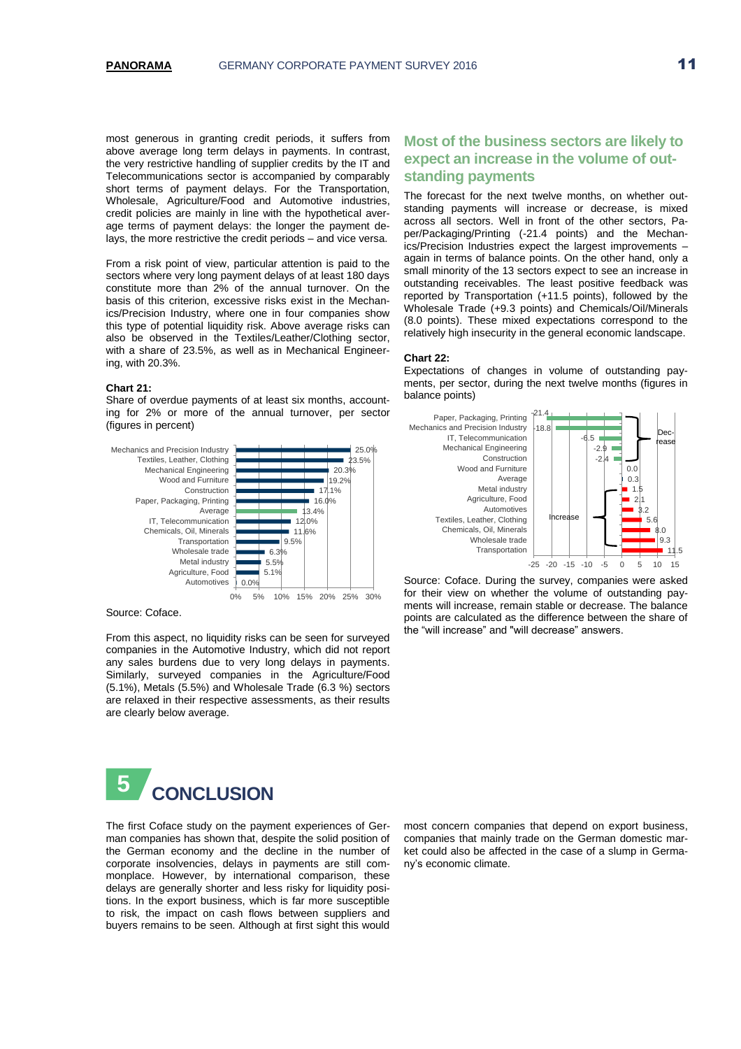most generous in granting credit periods, it suffers from above average long term delays in payments. In contrast, the very restrictive handling of supplier credits by the IT and Telecommunications sector is accompanied by comparably short terms of payment delays. For the Transportation, Wholesale, Agriculture/Food and Automotive industries, credit policies are mainly in line with the hypothetical average terms of payment delays: the longer the payment delays, the more restrictive the credit periods – and vice versa.

From a risk point of view, particular attention is paid to the sectors where very long payment delays of at least 180 days constitute more than 2% of the annual turnover. On the basis of this criterion, excessive risks exist in the Mechanics/Precision Industry, where one in four companies show this type of potential liquidity risk. Above average risks can also be observed in the Textiles/Leather/Clothing sector, with a share of 23.5%, as well as in Mechanical Engineering, with 20.3%.

**Chart 21:**

Share of overdue payments of at least six months, accounting for 2% or more of the annual turnover, per sector (figures in percent)

| Sector | Share (%) |
|---|---|
| Mechanics and Precision Industry | 25.0% |
| Textiles, Leather, Clothing | 23.5% |
| Mechanical Engineering | 20.3% |
| Wood and Furniture | 19.2% |
| Construction | 17.1% |
| Paper, Packaging, Printing | 16.0% |
| Average | 13.4% |
| IT, Telecommunication | 12.0% |
| Chemicals, Oil, Minerals | 11.6% |
| Transportation | 9.5% |
| Wholesale trade | 6.3% |
| Metal industry | 5.5% |
| Agriculture, Food | 5.1% |
| Automotives | 0.0% |

Source: Coface.

From this aspect, no liquidity risks can be seen for surveyed companies in the Automotive Industry, which did not report any sales burdens due to very long delays in payments. Similarly, surveyed companies in the Agriculture/Food (5.1%), Metals (5.5%) and Wholesale Trade (6.3 %) sectors are relaxed in their respective assessments, as their results are clearly below average.

## Most of the business sectors are likely to expect an increase in the volume of outstanding payments

The forecast for the next twelve months, on whether outstanding payments will increase or decrease, is mixed across all sectors. Well in front of the other sectors, Paper/Packaging/Printing (-21.4 points) and the Mechanics/Precision Industries expect the largest improvements – again in terms of balance points. On the other hand, only a small minority of the 13 sectors expect to see an increase in outstanding receivables. The least positive feedback was reported by Transportation (+11.5 points), followed by the Wholesale Trade (+9.3 points) and Chemicals/Oil/Minerals (8.0 points). These mixed expectations correspond to the relatively high insecurity in the general economic landscape.

**Chart 22:**

Expectations of changes in volume of outstanding payments, per sector, during the next twelve months (figures in balance points)

| Sector | Balance points |
|---|---|
| Paper, Packaging, Printing | -21.4 |
| Mechanics and Precision Industry | -18.8 |
| IT, Telecommunication | -6.5 |
| Mechanical Engineering | -2.9 |
| Construction | -2.4 |
| Wood and Furniture | 0.0 |
| Average | 0.3 |
| Metal industry | 1.5 |
| Agriculture, Food | 2.1 |
| Automotives | 3.2 |
| Textiles, Leather, Clothing | 5.6 |
| Chemicals, Oil, Minerals | 8.0 |
| Wholesale trade | 9.3 |
| Transportation | 11.5 |

(Decrease: negative values; Increase: positive values)

Source: Coface. During the survey, companies were asked for their view on whether the volume of outstanding payments will increase, remain stable or decrease. The balance points are calculated as the difference between the share of the "will increase" and "will decrease" answers.

# 5 CONCLUSION

The first Coface study on the payment experiences of German companies has shown that, despite the solid position of the German economy and the decline in the number of corporate insolvencies, delays in payments are still commonplace. However, by international comparison, these delays are generally shorter and less risky for liquidity positions. In the export business, which is far more susceptible to risk, the impact on cash flows between suppliers and buyers remains to be seen. Although at first sight this would most concern companies that depend on export business, companies that mainly trade on the German domestic market could also be affected in the case of a slump in Germany's economic climate.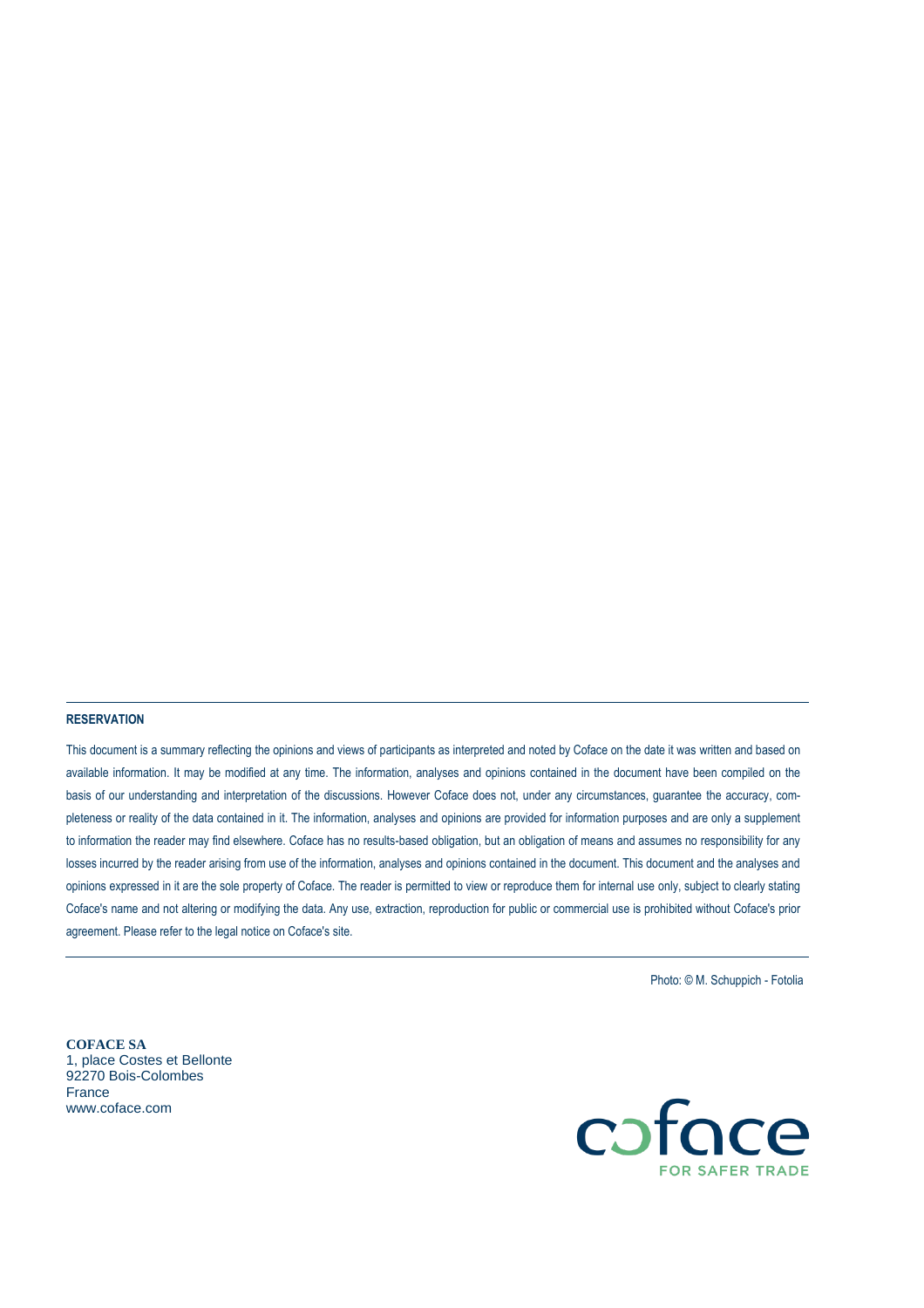**RESERVATION**

This document is a summary reflecting the opinions and views of participants as interpreted and noted by Coface on the date it was written and based on available information. It may be modified at any time. The information, analyses and opinions contained in the document have been compiled on the basis of our understanding and interpretation of the discussions. However Coface does not, under any circumstances, guarantee the accuracy, completeness or reality of the data contained in it. The information, analyses and opinions are provided for information purposes and are only a supplement to information the reader may find elsewhere. Coface has no results-based obligation, but an obligation of means and assumes no responsibility for any losses incurred by the reader arising from use of the information, analyses and opinions contained in the document. This document and the analyses and opinions expressed in it are the sole property of Coface. The reader is permitted to view or reproduce them for internal use only, subject to clearly stating Coface's name and not altering or modifying the data. Any use, extraction, reproduction for public or commercial use is prohibited without Coface's prior agreement. Please refer to the legal notice on Coface's site.

Photo: © M. Schuppich - Fotolia

**COFACE SA**
1, place Costes et Bellonte
92270 Bois-Colombes
France
www.coface.com

coface
FOR SAFER TRADE